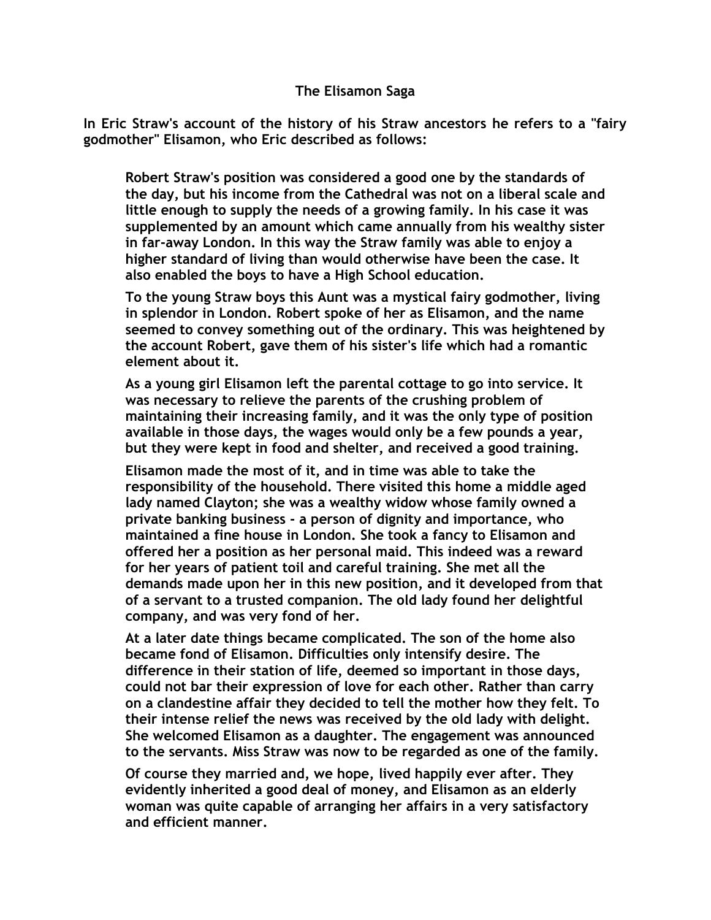# The Elisamon Saga

**In Eric Straw's account of the history of his Straw ancestors he refers to a "fairy godmother" Elisamon, who Eric described as follows:**

> **Robert Straw's position was considered a good one by the standards of the day, but his income from the Cathedral was not on a liberal scale and little enough to supply the needs of a growing family. In his case it was supplemented by an amount which came annually from his wealthy sister in far-away London. In this way the Straw family was able to enjoy a higher standard of living than would otherwise have been the case. It also enabled the boys to have a High School education.**
>
> **To the young Straw boys this Aunt was a mystical fairy godmother, living in splendor in London. Robert spoke of her as Elisamon, and the name seemed to convey something out of the ordinary. This was heightened by the account Robert, gave them of his sister's life which had a romantic element about it.**
>
> **As a young girl Elisamon left the parental cottage to go into service. It was necessary to relieve the parents of the crushing problem of maintaining their increasing family, and it was the only type of position available in those days, the wages would only be a few pounds a year, but they were kept in food and shelter, and received a good training.**
>
> **Elisamon made the most of it, and in time was able to take the responsibility of the household. There visited this home a middle aged lady named Clayton; she was a wealthy widow whose family owned a private banking business - a person of dignity and importance, who maintained a fine house in London. She took a fancy to Elisamon and offered her a position as her personal maid. This indeed was a reward for her years of patient toil and careful training. She met all the demands made upon her in this new position, and it developed from that of a servant to a trusted companion. The old lady found her delightful company, and was very fond of her.**
>
> **At a later date things became complicated. The son of the home also became fond of Elisamon. Difficulties only intensify desire. The difference in their station of life, deemed so important in those days, could not bar their expression of love for each other. Rather than carry on a clandestine affair they decided to tell the mother how they felt. To their intense relief the news was received by the old lady with delight. She welcomed Elisamon as a daughter. The engagement was announced to the servants. Miss Straw was now to be regarded as one of the family.**
>
> **Of course they married and, we hope, lived happily ever after. They evidently inherited a good deal of money, and Elisamon as an elderly woman was quite capable of arranging her affairs in a very satisfactory and efficient manner.**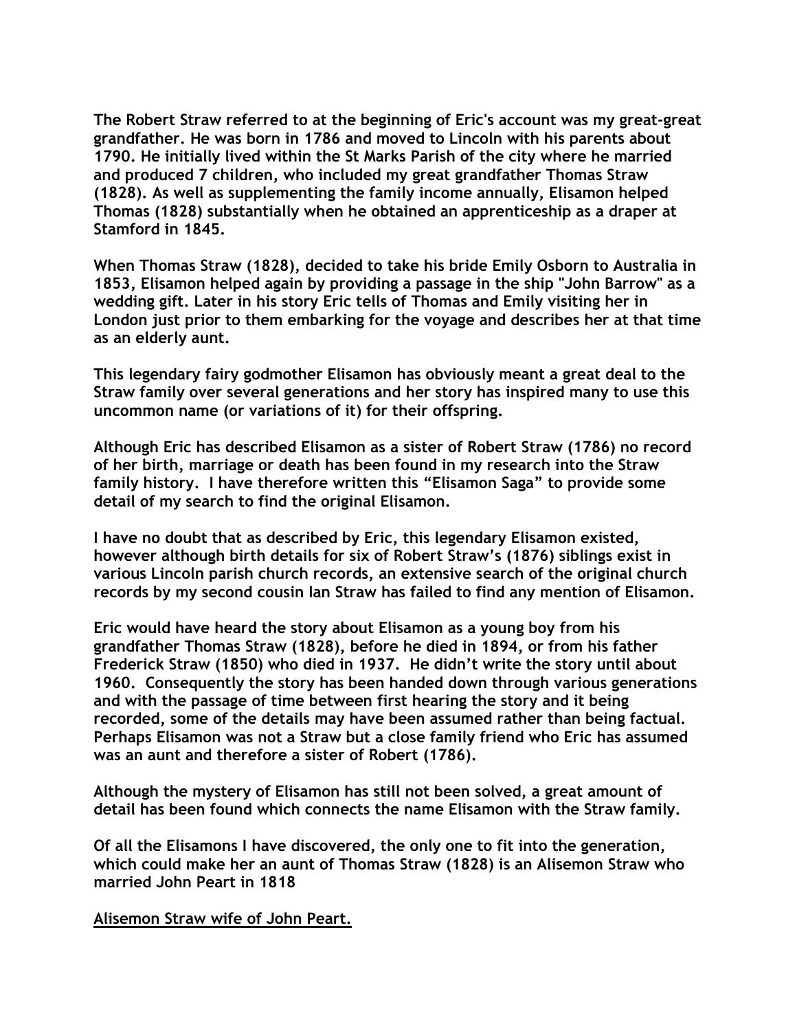**The Robert Straw referred to at the beginning of Eric's account was my great-great grandfather. He was born in 1786 and moved to Lincoln with his parents about 1790. He initially lived within the St Marks Parish of the city where he married and produced 7 children, who included my great grandfather Thomas Straw (1828). As well as supplementing the family income annually, Elisamon helped Thomas (1828) substantially when he obtained an apprenticeship as a draper at Stamford in 1845.**

**When Thomas Straw (1828), decided to take his bride Emily Osborn to Australia in 1853, Elisamon helped again by providing a passage in the ship "John Barrow" as a wedding gift. Later in his story Eric tells of Thomas and Emily visiting her in London just prior to them embarking for the voyage and describes her at that time as an elderly aunt.**

**This legendary fairy godmother Elisamon has obviously meant a great deal to the Straw family over several generations and her story has inspired many to use this uncommon name (or variations of it) for their offspring.**

**Although Eric has described Elisamon as a sister of Robert Straw (1786) no record of her birth, marriage or death has been found in my research into the Straw family history. I have therefore written this "Elisamon Saga" to provide some detail of my search to find the original Elisamon.**

**I have no doubt that as described by Eric, this legendary Elisamon existed, however although birth details for six of Robert Straw's (1876) siblings exist in various Lincoln parish church records, an extensive search of the original church records by my second cousin Ian Straw has failed to find any mention of Elisamon.**

**Eric would have heard the story about Elisamon as a young boy from his grandfather Thomas Straw (1828), before he died in 1894, or from his father Frederick Straw (1850) who died in 1937. He didn't write the story until about 1960. Consequently the story has been handed down through various generations and with the passage of time between first hearing the story and it being recorded, some of the details may have been assumed rather than being factual. Perhaps Elisamon was not a Straw but a close family friend who Eric has assumed was an aunt and therefore a sister of Robert (1786).**

**Although the mystery of Elisamon has still not been solved, a great amount of detail has been found which connects the name Elisamon with the Straw family.**

**Of all the Elisamons I have discovered, the only one to fit into the generation, which could make her an aunt of Thomas Straw (1828) is an Alisemon Straw who married John Peart in 1818**

**<u>Alisemon Straw wife of John Peart.</u>**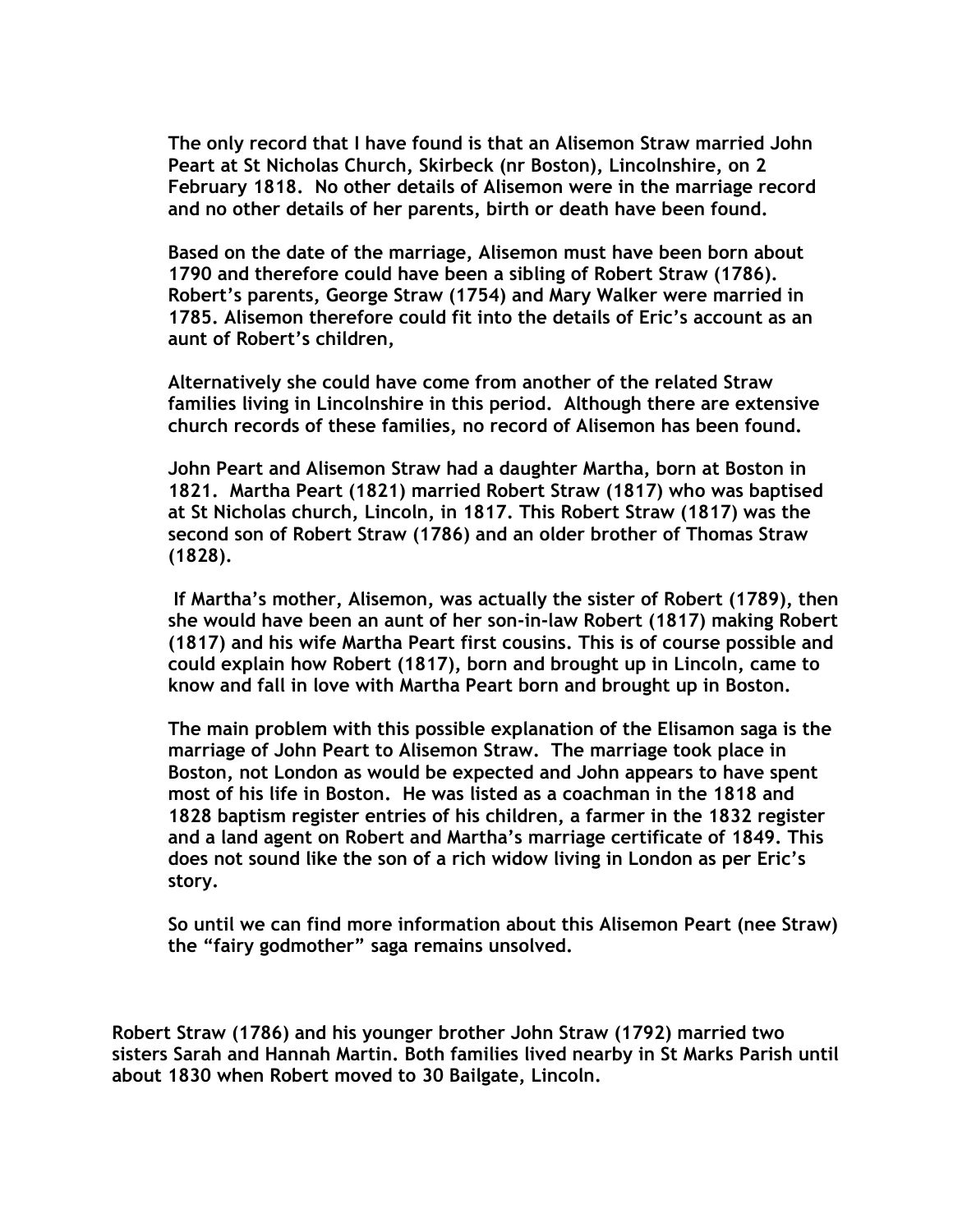**The only record that I have found is that an Alisemon Straw married John Peart at St Nicholas Church, Skirbeck (nr Boston), Lincolnshire, on 2 February 1818. No other details of Alisemon were in the marriage record and no other details of her parents, birth or death have been found.**

**Based on the date of the marriage, Alisemon must have been born about 1790 and therefore could have been a sibling of Robert Straw (1786). Robert's parents, George Straw (1754) and Mary Walker were married in 1785. Alisemon therefore could fit into the details of Eric's account as an aunt of Robert's children,**

**Alternatively she could have come from another of the related Straw families living in Lincolnshire in this period. Although there are extensive church records of these families, no record of Alisemon has been found.**

**John Peart and Alisemon Straw had a daughter Martha, born at Boston in 1821. Martha Peart (1821) married Robert Straw (1817) who was baptised at St Nicholas church, Lincoln, in 1817. This Robert Straw (1817) was the second son of Robert Straw (1786) and an older brother of Thomas Straw (1828).**

**If Martha's mother, Alisemon, was actually the sister of Robert (1789), then she would have been an aunt of her son-in-law Robert (1817) making Robert (1817) and his wife Martha Peart first cousins. This is of course possible and could explain how Robert (1817), born and brought up in Lincoln, came to know and fall in love with Martha Peart born and brought up in Boston.**

**The main problem with this possible explanation of the Elisamon saga is the marriage of John Peart to Alisemon Straw. The marriage took place in Boston, not London as would be expected and John appears to have spent most of his life in Boston. He was listed as a coachman in the 1818 and 1828 baptism register entries of his children, a farmer in the 1832 register and a land agent on Robert and Martha's marriage certificate of 1849. This does not sound like the son of a rich widow living in London as per Eric's story.**

**So until we can find more information about this Alisemon Peart (nee Straw) the "fairy godmother" saga remains unsolved.**

**Robert Straw (1786) and his younger brother John Straw (1792) married two sisters Sarah and Hannah Martin. Both families lived nearby in St Marks Parish until about 1830 when Robert moved to 30 Bailgate, Lincoln.**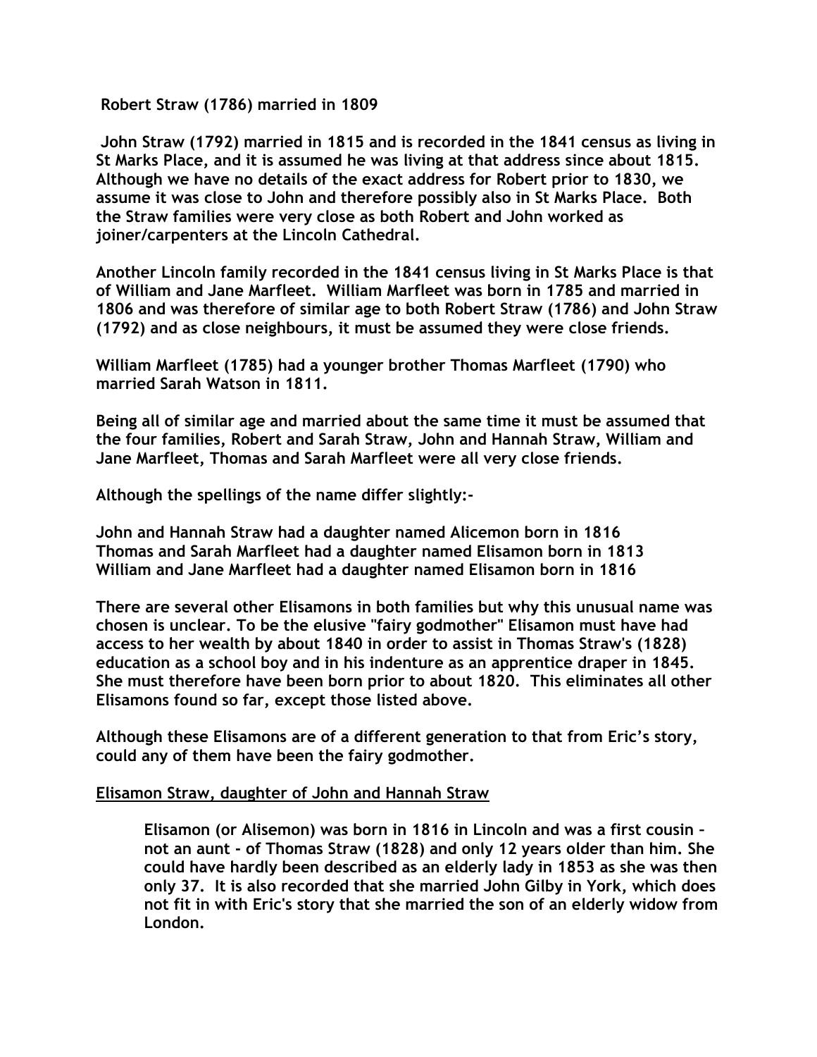**Robert Straw (1786) married in 1809**

**John Straw (1792) married in 1815 and is recorded in the 1841 census as living in St Marks Place, and it is assumed he was living at that address since about 1815. Although we have no details of the exact address for Robert prior to 1830, we assume it was close to John and therefore possibly also in St Marks Place. Both the Straw families were very close as both Robert and John worked as joiner/carpenters at the Lincoln Cathedral.**

**Another Lincoln family recorded in the 1841 census living in St Marks Place is that of William and Jane Marfleet. William Marfleet was born in 1785 and married in 1806 and was therefore of similar age to both Robert Straw (1786) and John Straw (1792) and as close neighbours, it must be assumed they were close friends.**

**William Marfleet (1785) had a younger brother Thomas Marfleet (1790) who married Sarah Watson in 1811.**

**Being all of similar age and married about the same time it must be assumed that the four families, Robert and Sarah Straw, John and Hannah Straw, William and Jane Marfleet, Thomas and Sarah Marfleet were all very close friends.**

**Although the spellings of the name differ slightly:-**

**John and Hannah Straw had a daughter named Alicemon born in 1816**
**Thomas and Sarah Marfleet had a daughter named Elisamon born in 1813**
**William and Jane Marfleet had a daughter named Elisamon born in 1816**

**There are several other Elisamons in both families but why this unusual name was chosen is unclear. To be the elusive "fairy godmother" Elisamon must have had access to her wealth by about 1840 in order to assist in Thomas Straw's (1828) education as a school boy and in his indenture as an apprentice draper in 1845. She must therefore have been born prior to about 1820. This eliminates all other Elisamons found so far, except those listed above.**

**Although these Elisamons are of a different generation to that from Eric's story, could any of them have been the fairy godmother.**

**<u>Elisamon Straw, daughter of John and Hannah Straw</u>**

> **Elisamon (or Alisemon) was born in 1816 in Lincoln and was a first cousin – not an aunt - of Thomas Straw (1828) and only 12 years older than him. She could have hardly been described as an elderly lady in 1853 as she was then only 37. It is also recorded that she married John Gilby in York, which does not fit in with Eric's story that she married the son of an elderly widow from London.**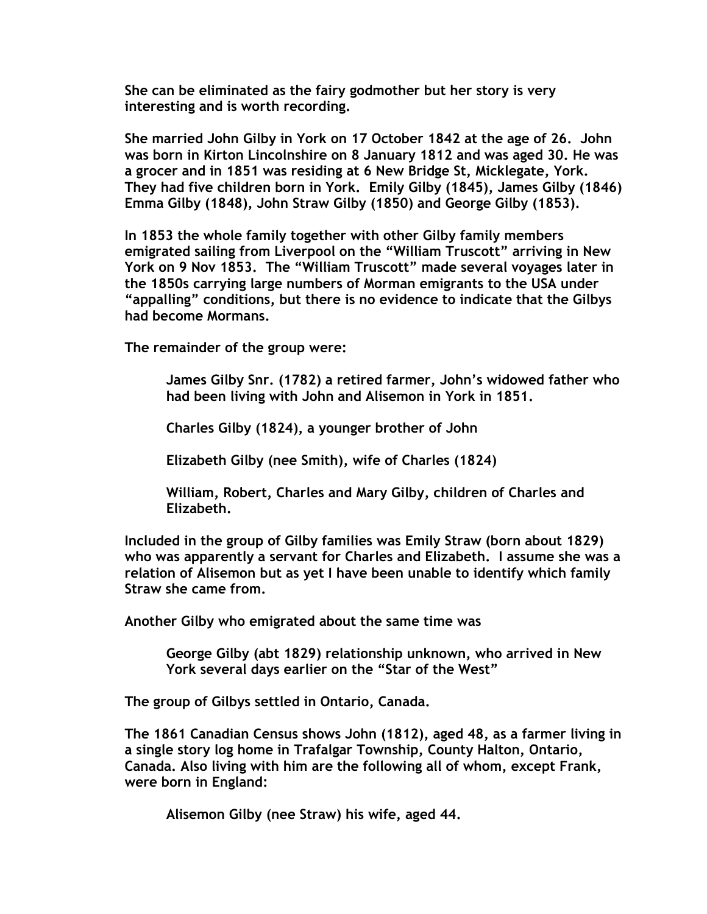She can be eliminated as the fairy godmother but her story is very interesting and is worth recording.

She married John Gilby in York on 17 October 1842 at the age of 26. John was born in Kirton Lincolnshire on 8 January 1812 and was aged 30. He was a grocer and in 1851 was residing at 6 New Bridge St, Micklegate, York. They had five children born in York. Emily Gilby (1845), James Gilby (1846) Emma Gilby (1848), John Straw Gilby (1850) and George Gilby (1853).

In 1853 the whole family together with other Gilby family members emigrated sailing from Liverpool on the "William Truscott" arriving in New York on 9 Nov 1853. The "William Truscott" made several voyages later in the 1850s carrying large numbers of Morman emigrants to the USA under "appalling" conditions, but there is no evidence to indicate that the Gilbys had become Mormans.

The remainder of the group were:

> James Gilby Snr. (1782) a retired farmer, John's widowed father who had been living with John and Alisemon in York in 1851.
>
> Charles Gilby (1824), a younger brother of John
>
> Elizabeth Gilby (nee Smith), wife of Charles (1824)
>
> William, Robert, Charles and Mary Gilby, children of Charles and Elizabeth.

Included in the group of Gilby families was Emily Straw (born about 1829) who was apparently a servant for Charles and Elizabeth. I assume she was a relation of Alisemon but as yet I have been unable to identify which family Straw she came from.

Another Gilby who emigrated about the same time was

> George Gilby (abt 1829) relationship unknown, who arrived in New York several days earlier on the "Star of the West"

The group of Gilbys settled in Ontario, Canada.

The 1861 Canadian Census shows John (1812), aged 48, as a farmer living in a single story log home in Trafalgar Township, County Halton, Ontario, Canada. Also living with him are the following all of whom, except Frank, were born in England:

> Alisemon Gilby (nee Straw) his wife, aged 44.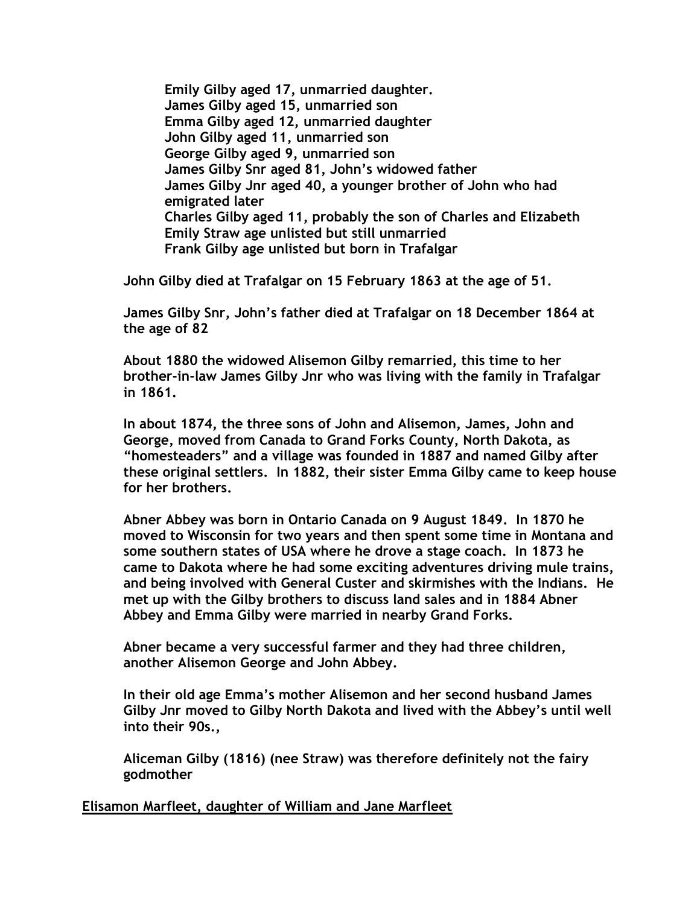**Emily Gilby aged 17, unmarried daughter.**
**James Gilby aged 15, unmarried son**
**Emma Gilby aged 12, unmarried daughter**
**John Gilby aged 11, unmarried son**
**George Gilby aged 9, unmarried son**
**James Gilby Snr aged 81, John's widowed father**
**James Gilby Jnr aged 40, a younger brother of John who had emigrated later**
**Charles Gilby aged 11, probably the son of Charles and Elizabeth**
**Emily Straw age unlisted but still unmarried**
**Frank Gilby age unlisted but born in Trafalgar**

**John Gilby died at Trafalgar on 15 February 1863 at the age of 51.**

**James Gilby Snr, John's father died at Trafalgar on 18 December 1864 at the age of 82**

**About 1880 the widowed Alisemon Gilby remarried, this time to her brother-in-law James Gilby Jnr who was living with the family in Trafalgar in 1861.**

**In about 1874, the three sons of John and Alisemon, James, John and George, moved from Canada to Grand Forks County, North Dakota, as "homesteaders" and a village was founded in 1887 and named Gilby after these original settlers. In 1882, their sister Emma Gilby came to keep house for her brothers.**

**Abner Abbey was born in Ontario Canada on 9 August 1849. In 1870 he moved to Wisconsin for two years and then spent some time in Montana and some southern states of USA where he drove a stage coach. In 1873 he came to Dakota where he had some exciting adventures driving mule trains, and being involved with General Custer and skirmishes with the Indians. He met up with the Gilby brothers to discuss land sales and in 1884 Abner Abbey and Emma Gilby were married in nearby Grand Forks.**

**Abner became a very successful farmer and they had three children, another Alisemon George and John Abbey.**

**In their old age Emma's mother Alisemon and her second husband James Gilby Jnr moved to Gilby North Dakota and lived with the Abbey's until well into their 90s.,**

**Aliceman Gilby (1816) (nee Straw) was therefore definitely not the fairy godmother**

**<u>Elisamon Marfleet, daughter of William and Jane Marfleet</u>**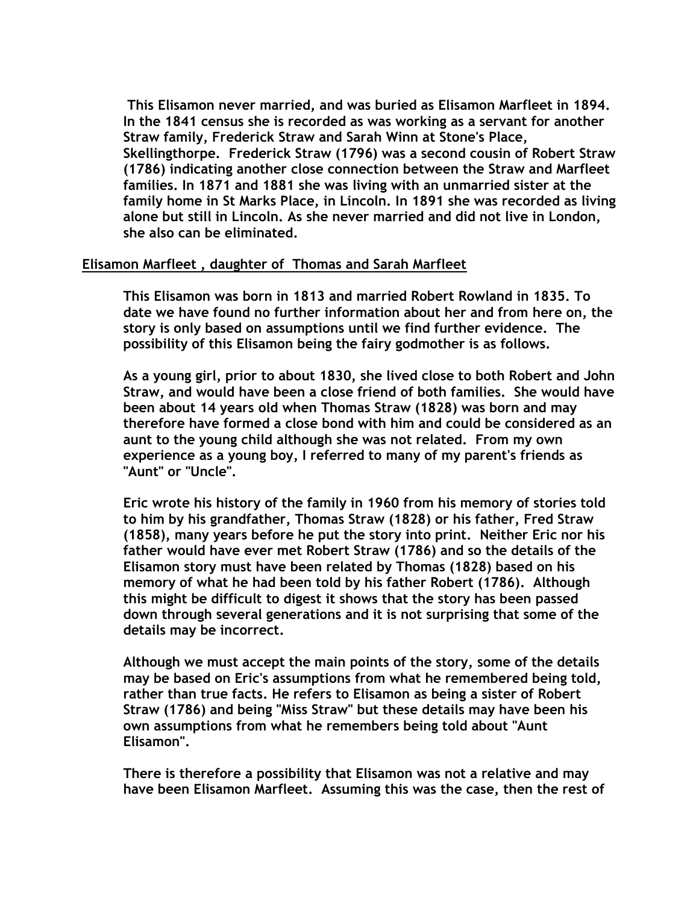**This Elisamon never married, and was buried as Elisamon Marfleet in 1894. In the 1841 census she is recorded as was working as a servant for another Straw family, Frederick Straw and Sarah Winn at Stone's Place, Skellingthorpe. Frederick Straw (1796) was a second cousin of Robert Straw (1786) indicating another close connection between the Straw and Marfleet families. In 1871 and 1881 she was living with an unmarried sister at the family home in St Marks Place, in Lincoln. In 1891 she was recorded as living alone but still in Lincoln. As she never married and did not live in London, she also can be eliminated.**

## Elisamon Marfleet , daughter of Thomas and Sarah Marfleet

**This Elisamon was born in 1813 and married Robert Rowland in 1835. To date we have found no further information about her and from here on, the story is only based on assumptions until we find further evidence. The possibility of this Elisamon being the fairy godmother is as follows.**

**As a young girl, prior to about 1830, she lived close to both Robert and John Straw, and would have been a close friend of both families. She would have been about 14 years old when Thomas Straw (1828) was born and may therefore have formed a close bond with him and could be considered as an aunt to the young child although she was not related. From my own experience as a young boy, I referred to many of my parent's friends as "Aunt" or "Uncle".**

**Eric wrote his history of the family in 1960 from his memory of stories told to him by his grandfather, Thomas Straw (1828) or his father, Fred Straw (1858), many years before he put the story into print. Neither Eric nor his father would have ever met Robert Straw (1786) and so the details of the Elisamon story must have been related by Thomas (1828) based on his memory of what he had been told by his father Robert (1786). Although this might be difficult to digest it shows that the story has been passed down through several generations and it is not surprising that some of the details may be incorrect.**

**Although we must accept the main points of the story, some of the details may be based on Eric's assumptions from what he remembered being told, rather than true facts. He refers to Elisamon as being a sister of Robert Straw (1786) and being "Miss Straw" but these details may have been his own assumptions from what he remembers being told about "Aunt Elisamon".**

**There is therefore a possibility that Elisamon was not a relative and may have been Elisamon Marfleet. Assuming this was the case, then the rest of**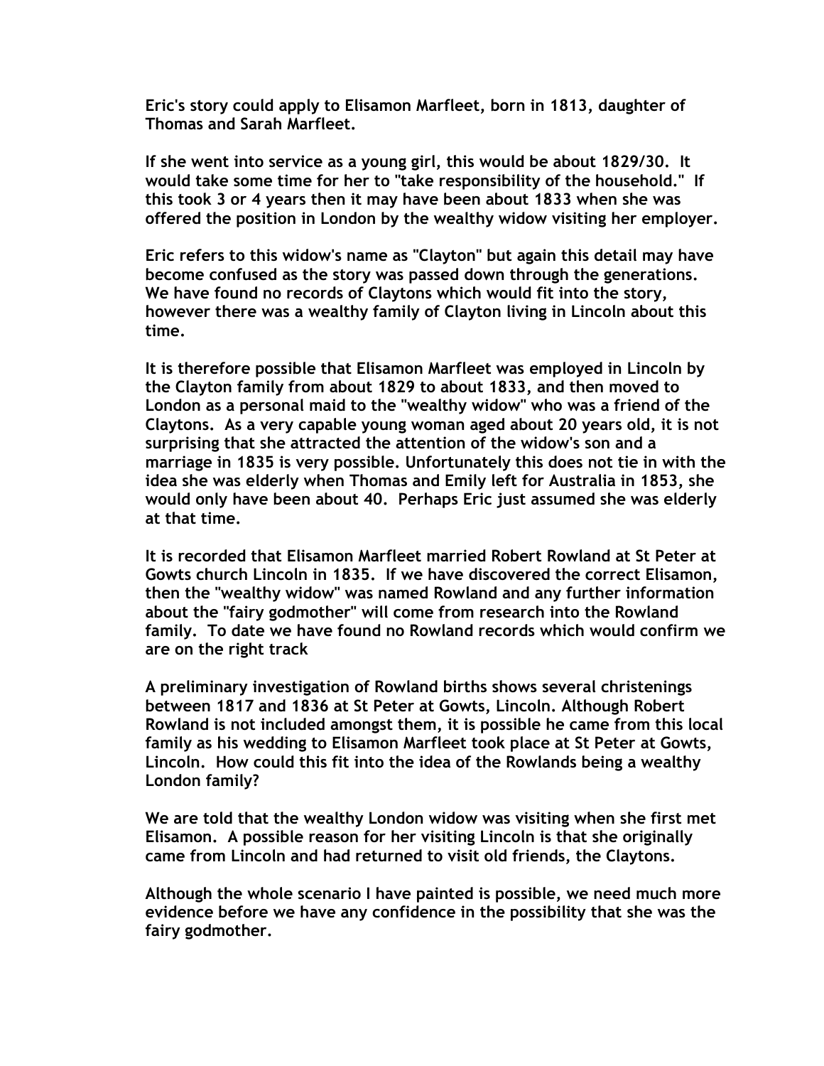Eric's story could apply to Elisamon Marfleet, born in 1813, daughter of Thomas and Sarah Marfleet.

If she went into service as a young girl, this would be about 1829/30. It would take some time for her to "take responsibility of the household." If this took 3 or 4 years then it may have been about 1833 when she was offered the position in London by the wealthy widow visiting her employer.

Eric refers to this widow's name as "Clayton" but again this detail may have become confused as the story was passed down through the generations. We have found no records of Claytons which would fit into the story, however there was a wealthy family of Clayton living in Lincoln about this time.

It is therefore possible that Elisamon Marfleet was employed in Lincoln by the Clayton family from about 1829 to about 1833, and then moved to London as a personal maid to the "wealthy widow" who was a friend of the Claytons. As a very capable young woman aged about 20 years old, it is not surprising that she attracted the attention of the widow's son and a marriage in 1835 is very possible. Unfortunately this does not tie in with the idea she was elderly when Thomas and Emily left for Australia in 1853, she would only have been about 40. Perhaps Eric just assumed she was elderly at that time.

It is recorded that Elisamon Marfleet married Robert Rowland at St Peter at Gowts church Lincoln in 1835. If we have discovered the correct Elisamon, then the "wealthy widow" was named Rowland and any further information about the "fairy godmother" will come from research into the Rowland family. To date we have found no Rowland records which would confirm we are on the right track

A preliminary investigation of Rowland births shows several christenings between 1817 and 1836 at St Peter at Gowts, Lincoln. Although Robert Rowland is not included amongst them, it is possible he came from this local family as his wedding to Elisamon Marfleet took place at St Peter at Gowts, Lincoln. How could this fit into the idea of the Rowlands being a wealthy London family?

We are told that the wealthy London widow was visiting when she first met Elisamon. A possible reason for her visiting Lincoln is that she originally came from Lincoln and had returned to visit old friends, the Claytons.

Although the whole scenario I have painted is possible, we need much more evidence before we have any confidence in the possibility that she was the fairy godmother.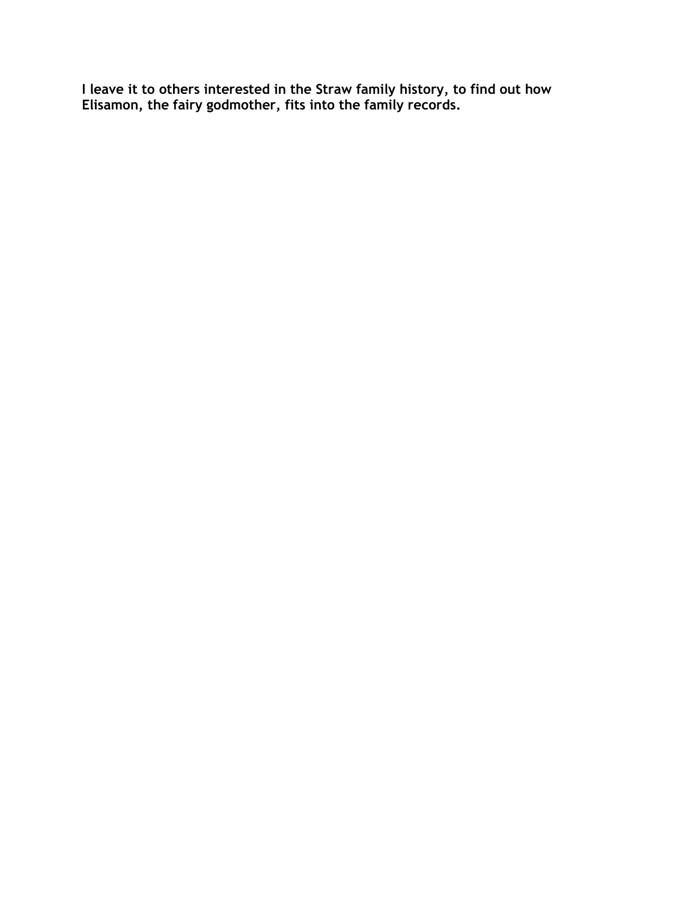**I leave it to others interested in the Straw family history, to find out how Elisamon, the fairy godmother, fits into the family records.**